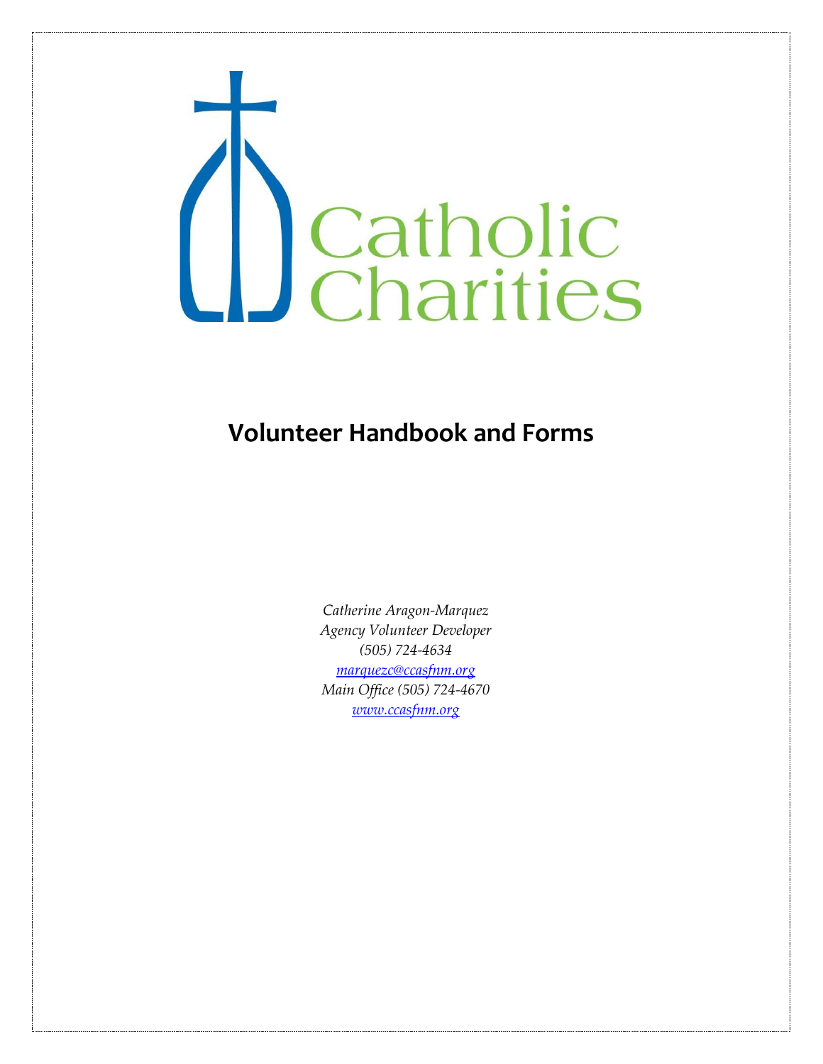Catholic Charities

# Volunteer Handbook and Forms

*Catherine Aragon-Marquez*
*Agency Volunteer Developer*
*(505) 724-4634*
*marquezc@ccasfnm.org*
*Main Office (505) 724-4670*
*www.ccasfnm.org*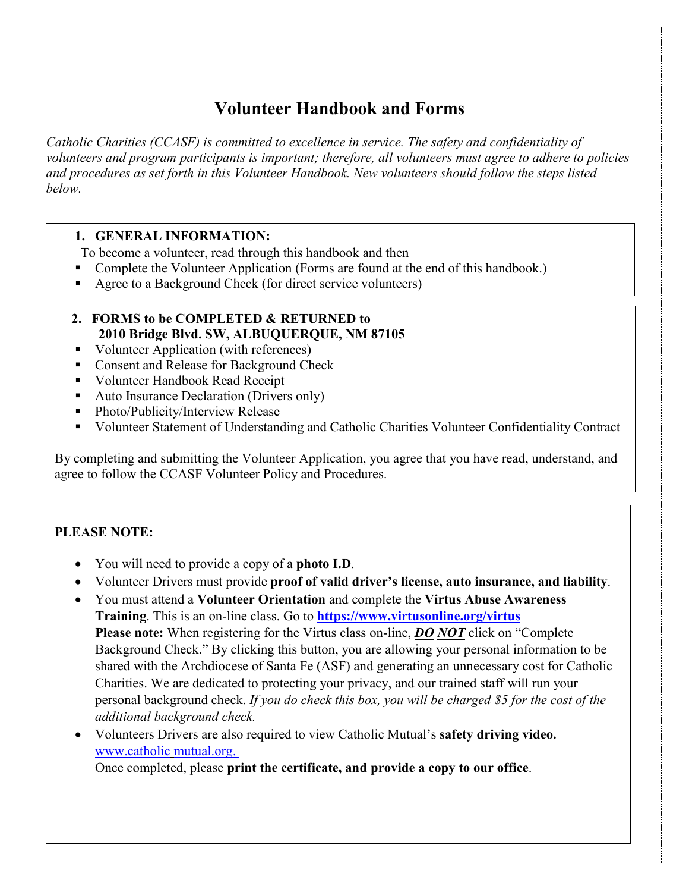# Volunteer Handbook and Forms

*Catholic Charities (CCASF) is committed to excellence in service. The safety and confidentiality of volunteers and program participants is important; therefore, all volunteers must agree to adhere to policies and procedures as set forth in this Volunteer Handbook. New volunteers should follow the steps listed below.*

**1. GENERAL INFORMATION:**

To become a volunteer, read through this handbook and then

- Complete the Volunteer Application (Forms are found at the end of this handbook.)
- Agree to a Background Check (for direct service volunteers)

**2. FORMS to be COMPLETED & RETURNED to 2010 Bridge Blvd. SW, ALBUQUERQUE, NM 87105**

- Volunteer Application (with references)
- Consent and Release for Background Check
- Volunteer Handbook Read Receipt
- Auto Insurance Declaration (Drivers only)
- Photo/Publicity/Interview Release
- Volunteer Statement of Understanding and Catholic Charities Volunteer Confidentiality Contract

By completing and submitting the Volunteer Application, you agree that you have read, understand, and agree to follow the CCASF Volunteer Policy and Procedures.

**PLEASE NOTE:**

- You will need to provide a copy of a **photo I.D**.
- Volunteer Drivers must provide **proof of valid driver's license, auto insurance, and liability**.
- You must attend a **Volunteer Orientation** and complete the **Virtus Abuse Awareness Training**. This is an on-line class. Go to **https://www.virtusonline.org/virtus**
  **Please note:** When registering for the Virtus class on-line, ***DO NOT*** click on "Complete Background Check." By clicking this button, you are allowing your personal information to be shared with the Archdiocese of Santa Fe (ASF) and generating an unnecessary cost for Catholic Charities. We are dedicated to protecting your privacy, and our trained staff will run your personal background check. *If you do check this box, you will be charged $5 for the cost of the additional background check.*
- Volunteers Drivers are also required to view Catholic Mutual's **safety driving video.** www.catholic mutual.org.
  Once completed, please **print the certificate, and provide a copy to our office**.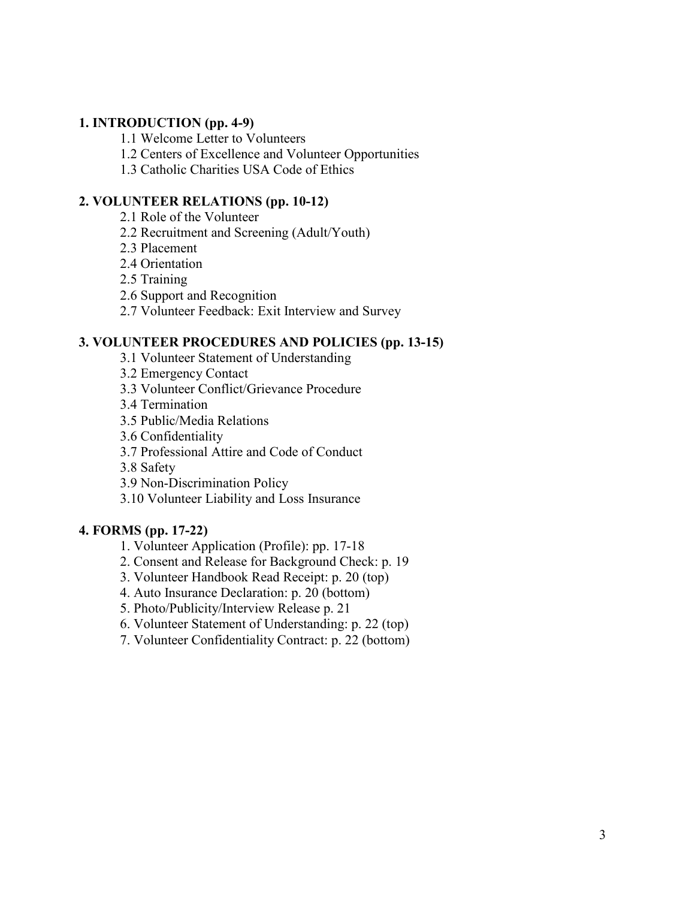## 1. INTRODUCTION (pp. 4-9)

- 1.1 Welcome Letter to Volunteers
- 1.2 Centers of Excellence and Volunteer Opportunities
- 1.3 Catholic Charities USA Code of Ethics

## 2. VOLUNTEER RELATIONS (pp. 10-12)

- 2.1 Role of the Volunteer
- 2.2 Recruitment and Screening (Adult/Youth)
- 2.3 Placement
- 2.4 Orientation
- 2.5 Training
- 2.6 Support and Recognition
- 2.7 Volunteer Feedback: Exit Interview and Survey

## 3. VOLUNTEER PROCEDURES AND POLICIES (pp. 13-15)

- 3.1 Volunteer Statement of Understanding
- 3.2 Emergency Contact
- 3.3 Volunteer Conflict/Grievance Procedure
- 3.4 Termination
- 3.5 Public/Media Relations
- 3.6 Confidentiality
- 3.7 Professional Attire and Code of Conduct
- 3.8 Safety
- 3.9 Non-Discrimination Policy
- 3.10 Volunteer Liability and Loss Insurance

## 4. FORMS (pp. 17-22)

1. Volunteer Application (Profile): pp. 17-18
2. Consent and Release for Background Check: p. 19
3. Volunteer Handbook Read Receipt: p. 20 (top)
4. Auto Insurance Declaration: p. 20 (bottom)
5. Photo/Publicity/Interview Release p. 21
6. Volunteer Statement of Understanding: p. 22 (top)
7. Volunteer Confidentiality Contract: p. 22 (bottom)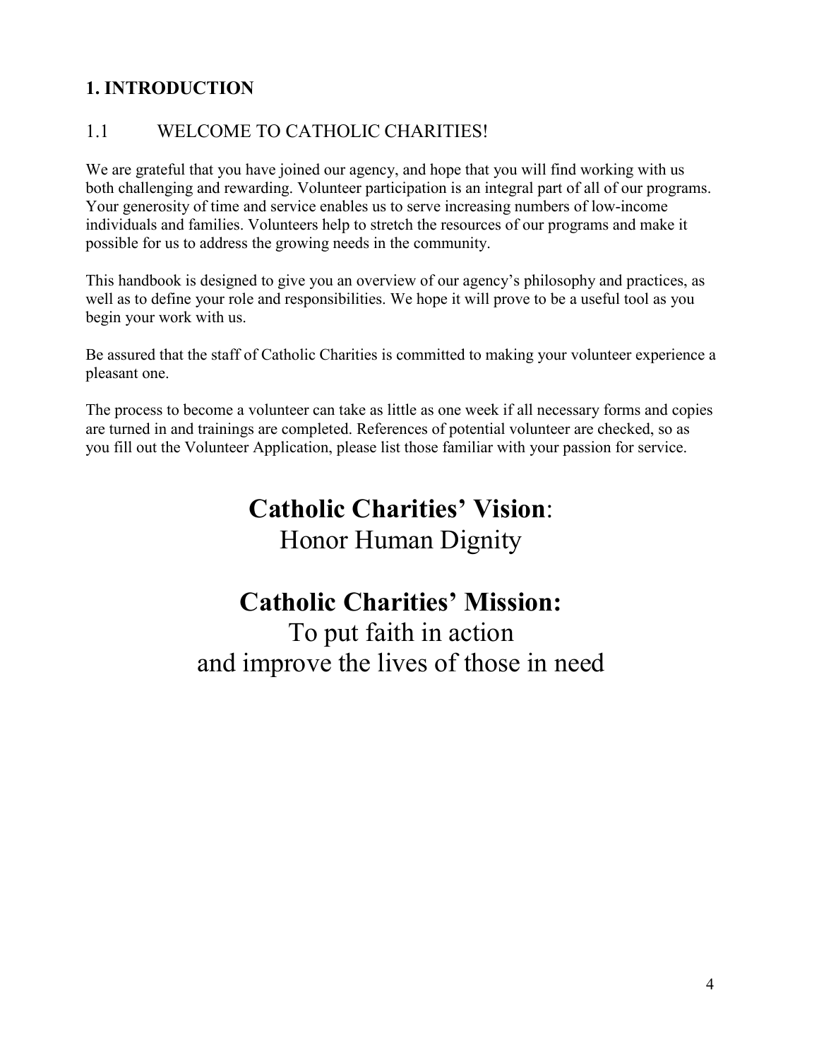# 1. INTRODUCTION

## 1.1 WELCOME TO CATHOLIC CHARITIES!

We are grateful that you have joined our agency, and hope that you will find working with us both challenging and rewarding. Volunteer participation is an integral part of all of our programs. Your generosity of time and service enables us to serve increasing numbers of low-income individuals and families. Volunteers help to stretch the resources of our programs and make it possible for us to address the growing needs in the community.

This handbook is designed to give you an overview of our agency's philosophy and practices, as well as to define your role and responsibilities. We hope it will prove to be a useful tool as you begin your work with us.

Be assured that the staff of Catholic Charities is committed to making your volunteer experience a pleasant one.

The process to become a volunteer can take as little as one week if all necessary forms and copies are turned in and trainings are completed. References of potential volunteer are checked, so as you fill out the Volunteer Application, please list those familiar with your passion for service.

**Catholic Charities' Vision**:
Honor Human Dignity

**Catholic Charities' Mission:**
To put faith in action
and improve the lives of those in need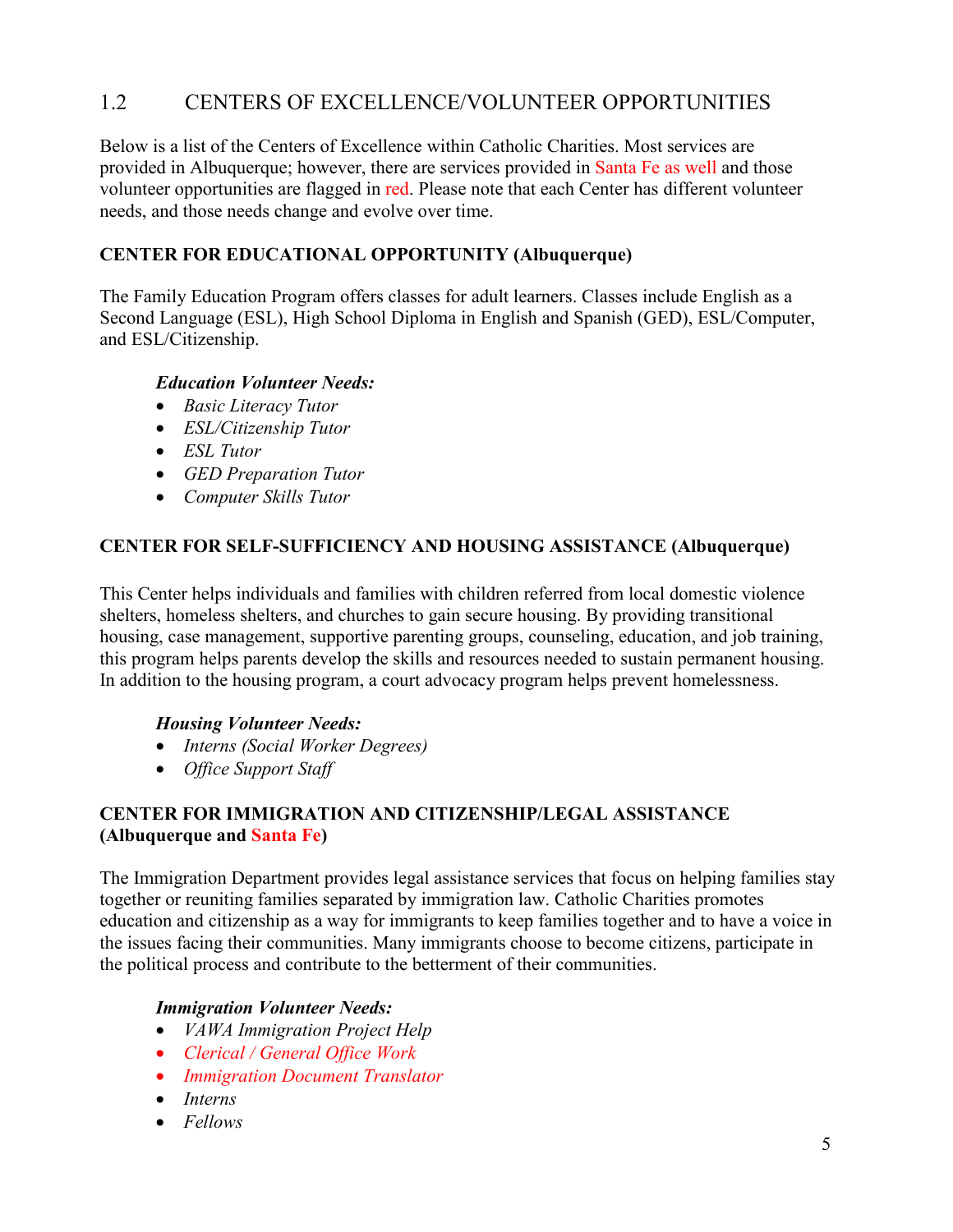## 1.2 CENTERS OF EXCELLENCE/VOLUNTEER OPPORTUNITIES

Below is a list of the Centers of Excellence within Catholic Charities. Most services are provided in Albuquerque; however, there are services provided in Santa Fe as well and those volunteer opportunities are flagged in red. Please note that each Center has different volunteer needs, and those needs change and evolve over time.

### CENTER FOR EDUCATIONAL OPPORTUNITY (Albuquerque)

The Family Education Program offers classes for adult learners. Classes include English as a Second Language (ESL), High School Diploma in English and Spanish (GED), ESL/Computer, and ESL/Citizenship.

***Education Volunteer Needs:***

- *Basic Literacy Tutor*
- *ESL/Citizenship Tutor*
- *ESL Tutor*
- *GED Preparation Tutor*
- *Computer Skills Tutor*

### CENTER FOR SELF-SUFFICIENCY AND HOUSING ASSISTANCE (Albuquerque)

This Center helps individuals and families with children referred from local domestic violence shelters, homeless shelters, and churches to gain secure housing. By providing transitional housing, case management, supportive parenting groups, counseling, education, and job training, this program helps parents develop the skills and resources needed to sustain permanent housing. In addition to the housing program, a court advocacy program helps prevent homelessness.

***Housing Volunteer Needs:***

- *Interns (Social Worker Degrees)*
- *Office Support Staff*

### CENTER FOR IMMIGRATION AND CITIZENSHIP/LEGAL ASSISTANCE (Albuquerque and Santa Fe)

The Immigration Department provides legal assistance services that focus on helping families stay together or reuniting families separated by immigration law. Catholic Charities promotes education and citizenship as a way for immigrants to keep families together and to have a voice in the issues facing their communities. Many immigrants choose to become citizens, participate in the political process and contribute to the betterment of their communities.

***Immigration Volunteer Needs:***

- *VAWA Immigration Project Help*
- *Clerical / General Office Work*
- *Immigration Document Translator*
- *Interns*
- *Fellows*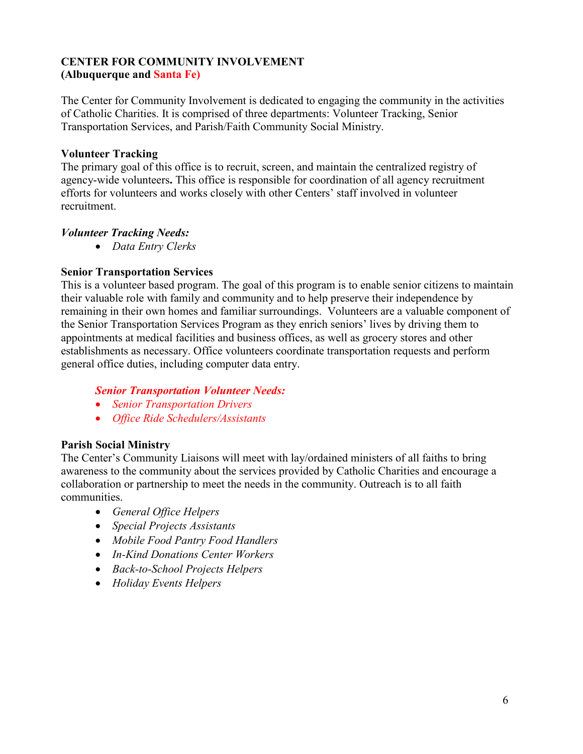## CENTER FOR COMMUNITY INVOLVEMENT
**(Albuquerque and Santa Fe)**

The Center for Community Involvement is dedicated to engaging the community in the activities of Catholic Charities. It is comprised of three departments: Volunteer Tracking, Senior Transportation Services, and Parish/Faith Community Social Ministry.

### Volunteer Tracking

The primary goal of this office is to recruit, screen, and maintain the centralized registry of agency-wide volunteers**.** This office is responsible for coordination of all agency recruitment efforts for volunteers and works closely with other Centers' staff involved in volunteer recruitment.

***Volunteer Tracking Needs:***

- *Data Entry Clerks*

### Senior Transportation Services

This is a volunteer based program. The goal of this program is to enable senior citizens to maintain their valuable role with family and community and to help preserve their independence by remaining in their own homes and familiar surroundings. Volunteers are a valuable component of the Senior Transportation Services Program as they enrich seniors' lives by driving them to appointments at medical facilities and business offices, as well as grocery stores and other establishments as necessary. Office volunteers coordinate transportation requests and perform general office duties, including computer data entry.

***Senior Transportation Volunteer Needs:***

- *Senior Transportation Drivers*
- *Office Ride Schedulers/Assistants*

### Parish Social Ministry

The Center's Community Liaisons will meet with lay/ordained ministers of all faiths to bring awareness to the community about the services provided by Catholic Charities and encourage a collaboration or partnership to meet the needs in the community. Outreach is to all faith communities.

- *General Office Helpers*
- *Special Projects Assistants*
- *Mobile Food Pantry Food Handlers*
- *In-Kind Donations Center Workers*
- *Back-to-School Projects Helpers*
- *Holiday Events Helpers*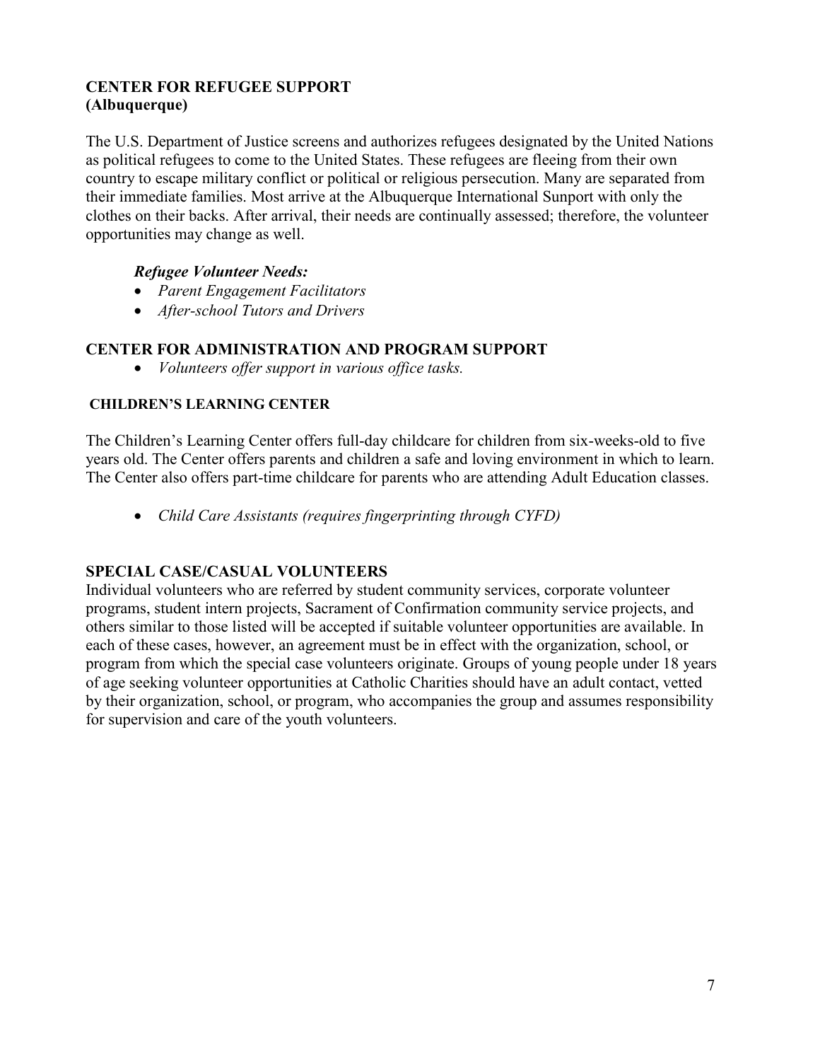## CENTER FOR REFUGEE SUPPORT
## (Albuquerque)

The U.S. Department of Justice screens and authorizes refugees designated by the United Nations as political refugees to come to the United States. These refugees are fleeing from their own country to escape military conflict or political or religious persecution. Many are separated from their immediate families. Most arrive at the Albuquerque International Sunport with only the clothes on their backs. After arrival, their needs are continually assessed; therefore, the volunteer opportunities may change as well.

***Refugee Volunteer Needs:***

- *Parent Engagement Facilitators*
- *After-school Tutors and Drivers*

## CENTER FOR ADMINISTRATION AND PROGRAM SUPPORT

- *Volunteers offer support in various office tasks.*

### CHILDREN'S LEARNING CENTER

The Children's Learning Center offers full-day childcare for children from six-weeks-old to five years old. The Center offers parents and children a safe and loving environment in which to learn. The Center also offers part-time childcare for parents who are attending Adult Education classes.

- *Child Care Assistants (requires fingerprinting through CYFD)*

## SPECIAL CASE/CASUAL VOLUNTEERS

Individual volunteers who are referred by student community services, corporate volunteer programs, student intern projects, Sacrament of Confirmation community service projects, and others similar to those listed will be accepted if suitable volunteer opportunities are available. In each of these cases, however, an agreement must be in effect with the organization, school, or program from which the special case volunteers originate. Groups of young people under 18 years of age seeking volunteer opportunities at Catholic Charities should have an adult contact, vetted by their organization, school, or program, who accompanies the group and assumes responsibility for supervision and care of the youth volunteers.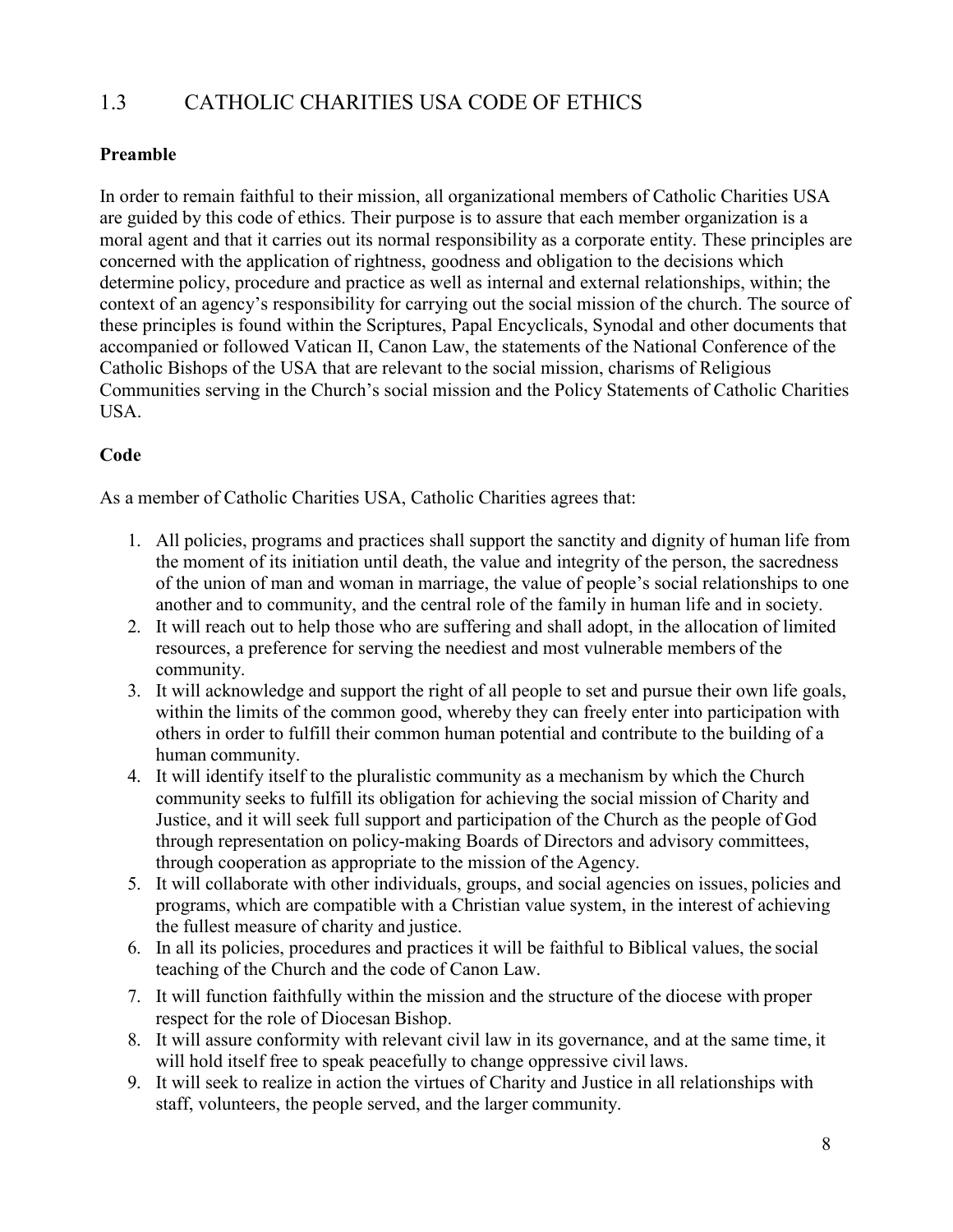## 1.3 CATHOLIC CHARITIES USA CODE OF ETHICS

### Preamble

In order to remain faithful to their mission, all organizational members of Catholic Charities USA are guided by this code of ethics. Their purpose is to assure that each member organization is a moral agent and that it carries out its normal responsibility as a corporate entity. These principles are concerned with the application of rightness, goodness and obligation to the decisions which determine policy, procedure and practice as well as internal and external relationships, within; the context of an agency's responsibility for carrying out the social mission of the church. The source of these principles is found within the Scriptures, Papal Encyclicals, Synodal and other documents that accompanied or followed Vatican II, Canon Law, the statements of the National Conference of the Catholic Bishops of the USA that are relevant to the social mission, charisms of Religious Communities serving in the Church's social mission and the Policy Statements of Catholic Charities USA.

### Code

As a member of Catholic Charities USA, Catholic Charities agrees that:

1. All policies, programs and practices shall support the sanctity and dignity of human life from the moment of its initiation until death, the value and integrity of the person, the sacredness of the union of man and woman in marriage, the value of people's social relationships to one another and to community, and the central role of the family in human life and in society.
2. It will reach out to help those who are suffering and shall adopt, in the allocation of limited resources, a preference for serving the neediest and most vulnerable members of the community.
3. It will acknowledge and support the right of all people to set and pursue their own life goals, within the limits of the common good, whereby they can freely enter into participation with others in order to fulfill their common human potential and contribute to the building of a human community.
4. It will identify itself to the pluralistic community as a mechanism by which the Church community seeks to fulfill its obligation for achieving the social mission of Charity and Justice, and it will seek full support and participation of the Church as the people of God through representation on policy-making Boards of Directors and advisory committees, through cooperation as appropriate to the mission of the Agency.
5. It will collaborate with other individuals, groups, and social agencies on issues, policies and programs, which are compatible with a Christian value system, in the interest of achieving the fullest measure of charity and justice.
6. In all its policies, procedures and practices it will be faithful to Biblical values, the social teaching of the Church and the code of Canon Law.
7. It will function faithfully within the mission and the structure of the diocese with proper respect for the role of Diocesan Bishop.
8. It will assure conformity with relevant civil law in its governance, and at the same time, it will hold itself free to speak peacefully to change oppressive civil laws.
9. It will seek to realize in action the virtues of Charity and Justice in all relationships with staff, volunteers, the people served, and the larger community.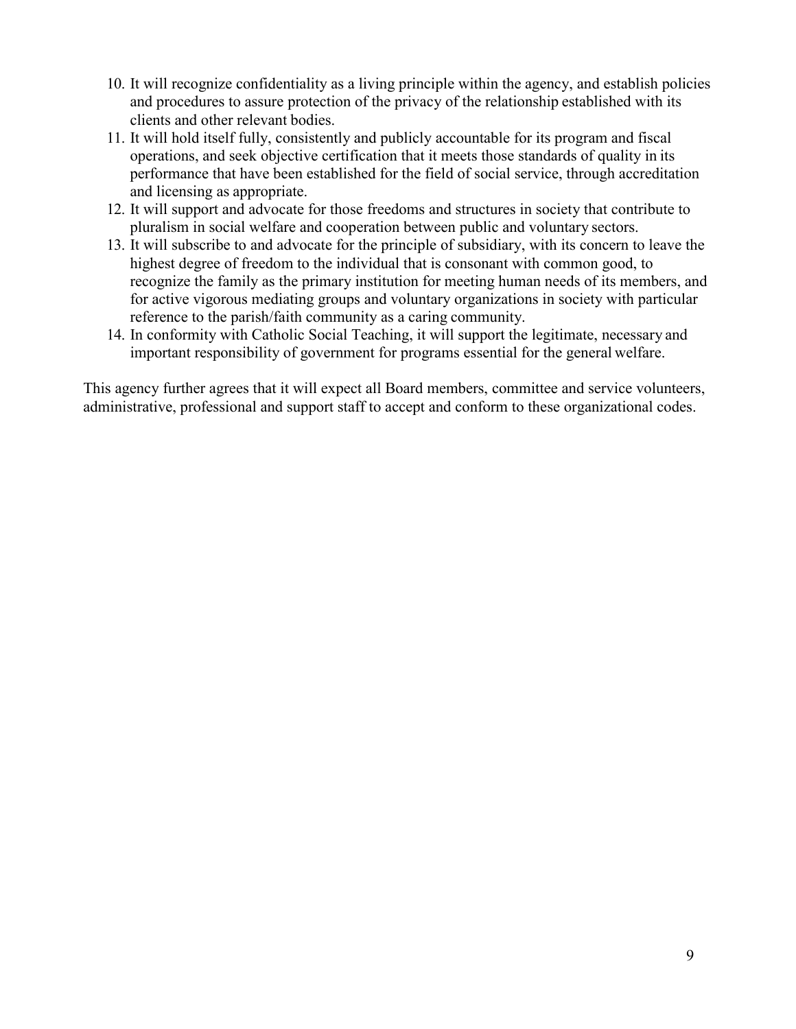10. It will recognize confidentiality as a living principle within the agency, and establish policies and procedures to assure protection of the privacy of the relationship established with its clients and other relevant bodies.
11. It will hold itself fully, consistently and publicly accountable for its program and fiscal operations, and seek objective certification that it meets those standards of quality in its performance that have been established for the field of social service, through accreditation and licensing as appropriate.
12. It will support and advocate for those freedoms and structures in society that contribute to pluralism in social welfare and cooperation between public and voluntary sectors.
13. It will subscribe to and advocate for the principle of subsidiary, with its concern to leave the highest degree of freedom to the individual that is consonant with common good, to recognize the family as the primary institution for meeting human needs of its members, and for active vigorous mediating groups and voluntary organizations in society with particular reference to the parish/faith community as a caring community.
14. In conformity with Catholic Social Teaching, it will support the legitimate, necessary and important responsibility of government for programs essential for the general welfare.

This agency further agrees that it will expect all Board members, committee and service volunteers, administrative, professional and support staff to accept and conform to these organizational codes.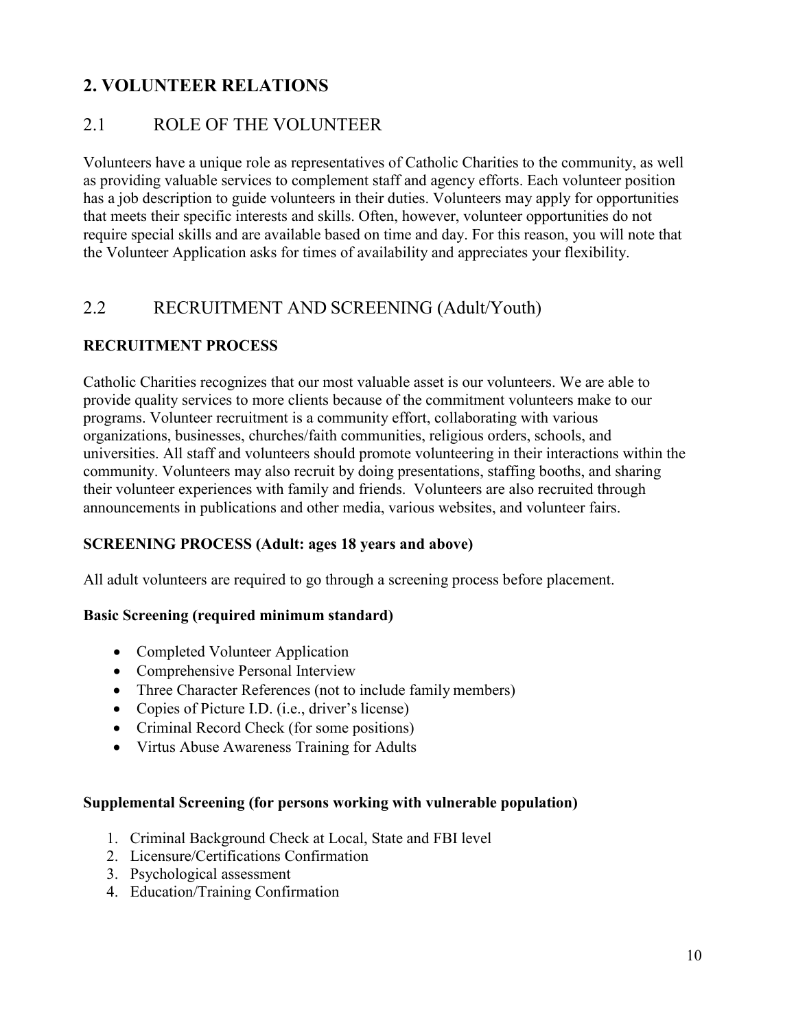## 2. VOLUNTEER RELATIONS

### 2.1 ROLE OF THE VOLUNTEER

Volunteers have a unique role as representatives of Catholic Charities to the community, as well as providing valuable services to complement staff and agency efforts. Each volunteer position has a job description to guide volunteers in their duties. Volunteers may apply for opportunities that meets their specific interests and skills. Often, however, volunteer opportunities do not require special skills and are available based on time and day. For this reason, you will note that the Volunteer Application asks for times of availability and appreciates your flexibility.

### 2.2 RECRUITMENT AND SCREENING (Adult/Youth)

**RECRUITMENT PROCESS**

Catholic Charities recognizes that our most valuable asset is our volunteers. We are able to provide quality services to more clients because of the commitment volunteers make to our programs. Volunteer recruitment is a community effort, collaborating with various organizations, businesses, churches/faith communities, religious orders, schools, and universities. All staff and volunteers should promote volunteering in their interactions within the community. Volunteers may also recruit by doing presentations, staffing booths, and sharing their volunteer experiences with family and friends. Volunteers are also recruited through announcements in publications and other media, various websites, and volunteer fairs.

**SCREENING PROCESS (Adult: ages 18 years and above)**

All adult volunteers are required to go through a screening process before placement.

**Basic Screening (required minimum standard)**

- Completed Volunteer Application
- Comprehensive Personal Interview
- Three Character References (not to include family members)
- Copies of Picture I.D. (i.e., driver's license)
- Criminal Record Check (for some positions)
- Virtus Abuse Awareness Training for Adults

**Supplemental Screening (for persons working with vulnerable population)**

1. Criminal Background Check at Local, State and FBI level
2. Licensure/Certifications Confirmation
3. Psychological assessment
4. Education/Training Confirmation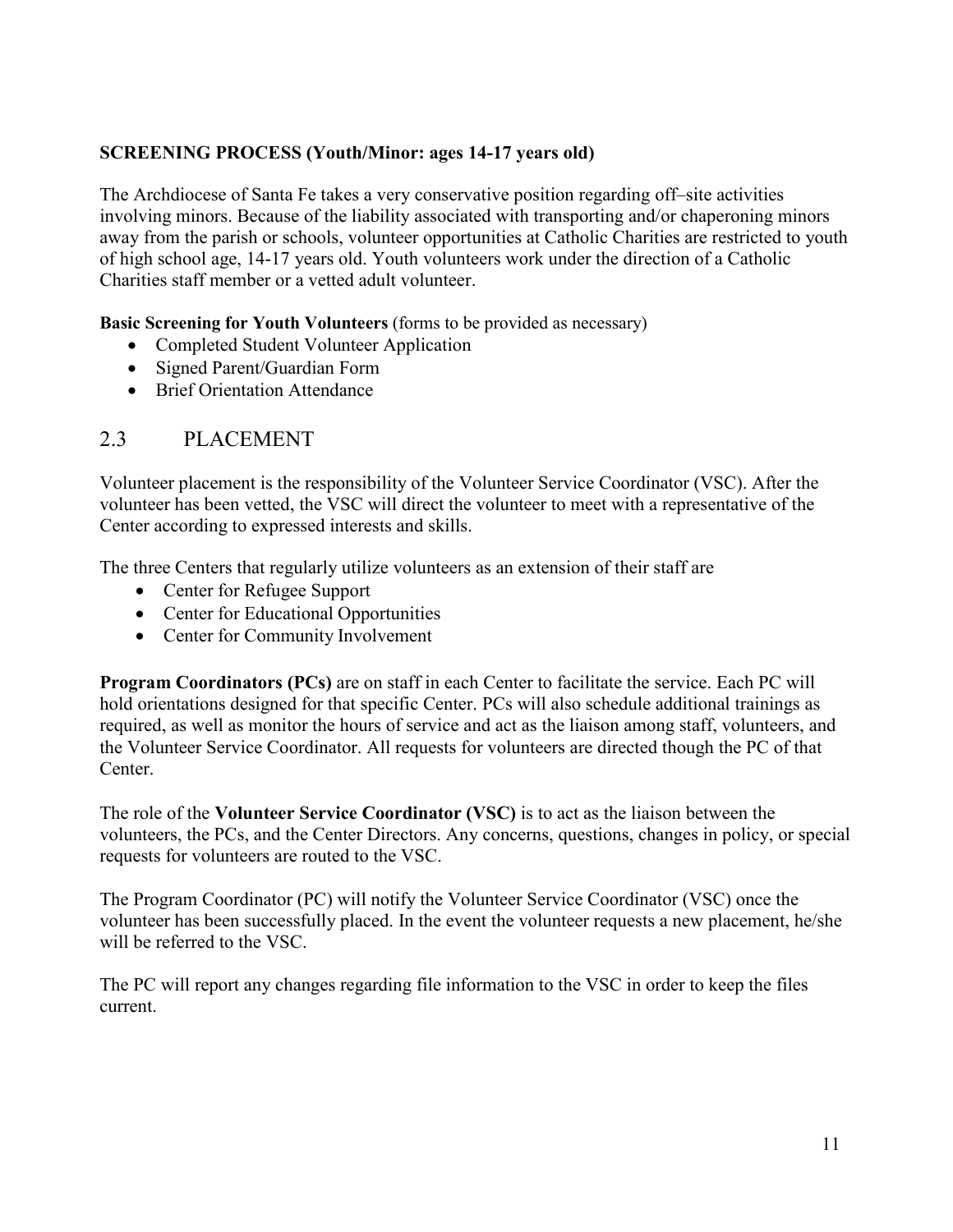**SCREENING PROCESS (Youth/Minor: ages 14-17 years old)**

The Archdiocese of Santa Fe takes a very conservative position regarding off–site activities involving minors. Because of the liability associated with transporting and/or chaperoning minors away from the parish or schools, volunteer opportunities at Catholic Charities are restricted to youth of high school age, 14-17 years old. Youth volunteers work under the direction of a Catholic Charities staff member or a vetted adult volunteer.

**Basic Screening for Youth Volunteers** (forms to be provided as necessary)

- Completed Student Volunteer Application
- Signed Parent/Guardian Form
- Brief Orientation Attendance

## 2.3 PLACEMENT

Volunteer placement is the responsibility of the Volunteer Service Coordinator (VSC). After the volunteer has been vetted, the VSC will direct the volunteer to meet with a representative of the Center according to expressed interests and skills.

The three Centers that regularly utilize volunteers as an extension of their staff are

- Center for Refugee Support
- Center for Educational Opportunities
- Center for Community Involvement

**Program Coordinators (PCs)** are on staff in each Center to facilitate the service. Each PC will hold orientations designed for that specific Center. PCs will also schedule additional trainings as required, as well as monitor the hours of service and act as the liaison among staff, volunteers, and the Volunteer Service Coordinator. All requests for volunteers are directed though the PC of that Center.

The role of the **Volunteer Service Coordinator (VSC)** is to act as the liaison between the volunteers, the PCs, and the Center Directors. Any concerns, questions, changes in policy, or special requests for volunteers are routed to the VSC.

The Program Coordinator (PC) will notify the Volunteer Service Coordinator (VSC) once the volunteer has been successfully placed. In the event the volunteer requests a new placement, he/she will be referred to the VSC.

The PC will report any changes regarding file information to the VSC in order to keep the files current.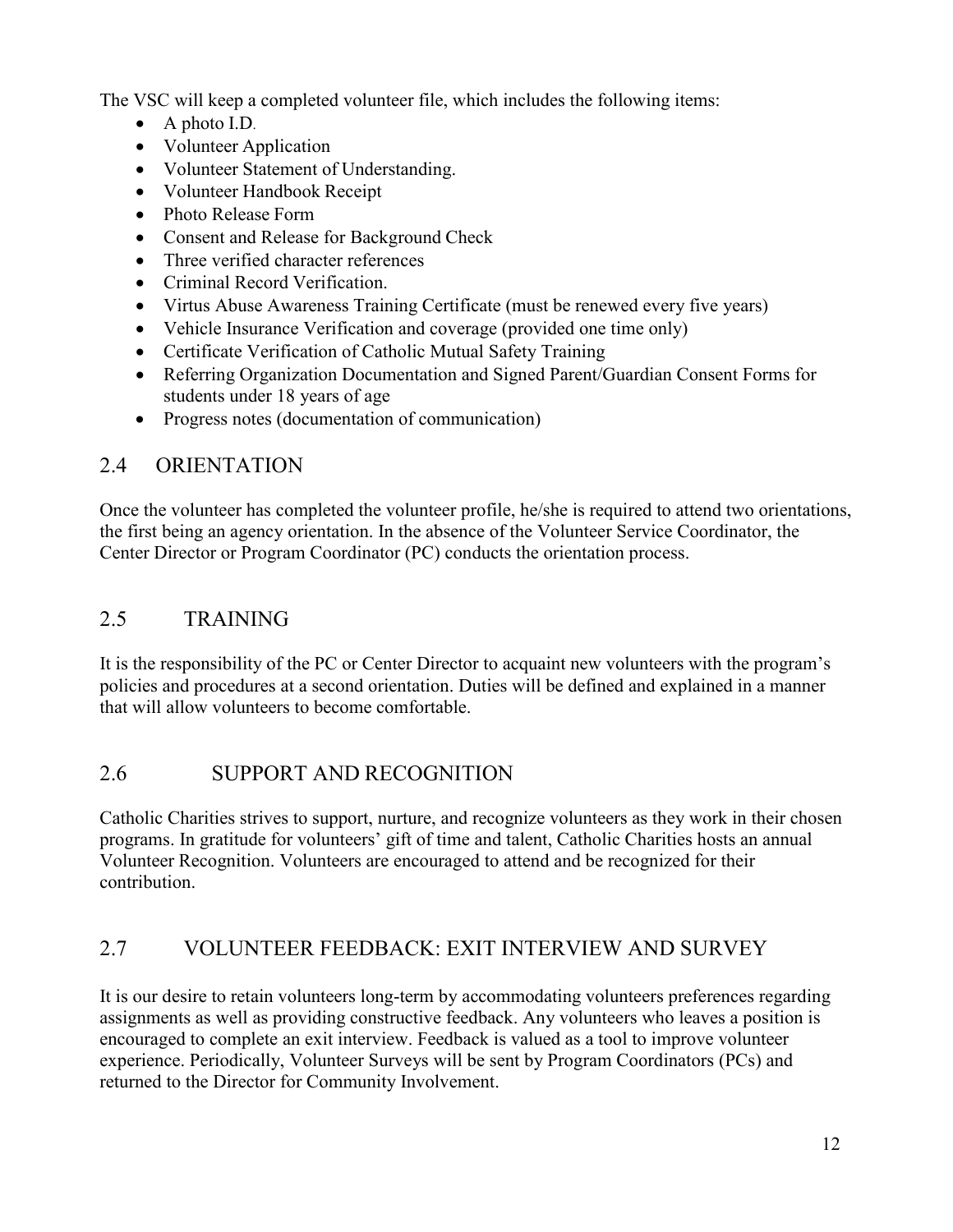The VSC will keep a completed volunteer file, which includes the following items:

- A photo I.D.
- Volunteer Application
- Volunteer Statement of Understanding.
- Volunteer Handbook Receipt
- Photo Release Form
- Consent and Release for Background Check
- Three verified character references
- Criminal Record Verification.
- Virtus Abuse Awareness Training Certificate (must be renewed every five years)
- Vehicle Insurance Verification and coverage (provided one time only)
- Certificate Verification of Catholic Mutual Safety Training
- Referring Organization Documentation and Signed Parent/Guardian Consent Forms for students under 18 years of age
- Progress notes (documentation of communication)

## 2.4 ORIENTATION

Once the volunteer has completed the volunteer profile, he/she is required to attend two orientations, the first being an agency orientation. In the absence of the Volunteer Service Coordinator, the Center Director or Program Coordinator (PC) conducts the orientation process.

## 2.5 TRAINING

It is the responsibility of the PC or Center Director to acquaint new volunteers with the program's policies and procedures at a second orientation. Duties will be defined and explained in a manner that will allow volunteers to become comfortable.

## 2.6 SUPPORT AND RECOGNITION

Catholic Charities strives to support, nurture, and recognize volunteers as they work in their chosen programs. In gratitude for volunteers' gift of time and talent, Catholic Charities hosts an annual Volunteer Recognition. Volunteers are encouraged to attend and be recognized for their contribution.

## 2.7 VOLUNTEER FEEDBACK: EXIT INTERVIEW AND SURVEY

It is our desire to retain volunteers long-term by accommodating volunteers preferences regarding assignments as well as providing constructive feedback. Any volunteers who leaves a position is encouraged to complete an exit interview. Feedback is valued as a tool to improve volunteer experience. Periodically, Volunteer Surveys will be sent by Program Coordinators (PCs) and returned to the Director for Community Involvement.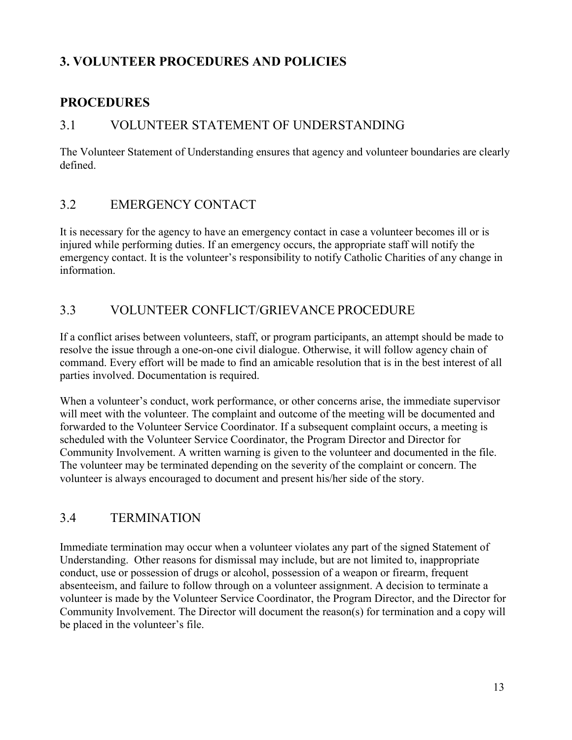## 3. VOLUNTEER PROCEDURES AND POLICIES

## PROCEDURES

### 3.1 VOLUNTEER STATEMENT OF UNDERSTANDING

The Volunteer Statement of Understanding ensures that agency and volunteer boundaries are clearly defined.

### 3.2 EMERGENCY CONTACT

It is necessary for the agency to have an emergency contact in case a volunteer becomes ill or is injured while performing duties. If an emergency occurs, the appropriate staff will notify the emergency contact. It is the volunteer's responsibility to notify Catholic Charities of any change in information.

### 3.3 VOLUNTEER CONFLICT/GRIEVANCE PROCEDURE

If a conflict arises between volunteers, staff, or program participants, an attempt should be made to resolve the issue through a one-on-one civil dialogue. Otherwise, it will follow agency chain of command. Every effort will be made to find an amicable resolution that is in the best interest of all parties involved. Documentation is required.

When a volunteer's conduct, work performance, or other concerns arise, the immediate supervisor will meet with the volunteer. The complaint and outcome of the meeting will be documented and forwarded to the Volunteer Service Coordinator. If a subsequent complaint occurs, a meeting is scheduled with the Volunteer Service Coordinator, the Program Director and Director for Community Involvement. A written warning is given to the volunteer and documented in the file. The volunteer may be terminated depending on the severity of the complaint or concern. The volunteer is always encouraged to document and present his/her side of the story.

### 3.4 TERMINATION

Immediate termination may occur when a volunteer violates any part of the signed Statement of Understanding. Other reasons for dismissal may include, but are not limited to, inappropriate conduct, use or possession of drugs or alcohol, possession of a weapon or firearm, frequent absenteeism, and failure to follow through on a volunteer assignment. A decision to terminate a volunteer is made by the Volunteer Service Coordinator, the Program Director, and the Director for Community Involvement. The Director will document the reason(s) for termination and a copy will be placed in the volunteer's file.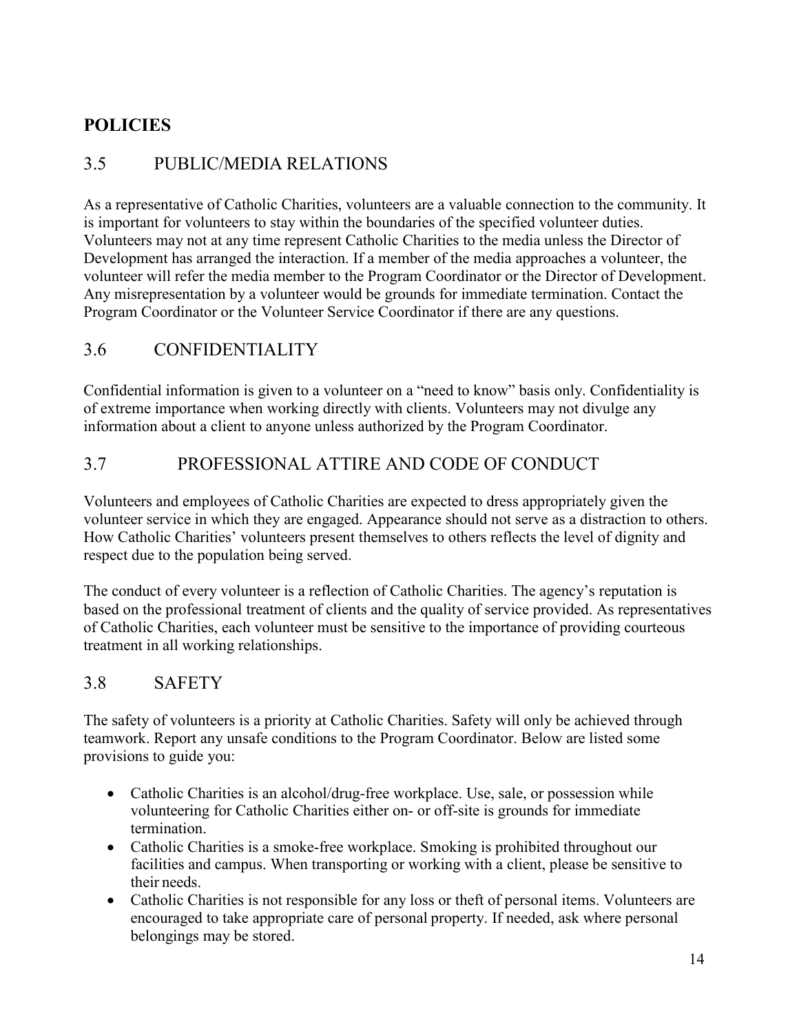# POLICIES

## 3.5 PUBLIC/MEDIA RELATIONS

As a representative of Catholic Charities, volunteers are a valuable connection to the community. It is important for volunteers to stay within the boundaries of the specified volunteer duties. Volunteers may not at any time represent Catholic Charities to the media unless the Director of Development has arranged the interaction. If a member of the media approaches a volunteer, the volunteer will refer the media member to the Program Coordinator or the Director of Development. Any misrepresentation by a volunteer would be grounds for immediate termination. Contact the Program Coordinator or the Volunteer Service Coordinator if there are any questions.

## 3.6 CONFIDENTIALITY

Confidential information is given to a volunteer on a "need to know" basis only. Confidentiality is of extreme importance when working directly with clients. Volunteers may not divulge any information about a client to anyone unless authorized by the Program Coordinator.

## 3.7 PROFESSIONAL ATTIRE AND CODE OF CONDUCT

Volunteers and employees of Catholic Charities are expected to dress appropriately given the volunteer service in which they are engaged. Appearance should not serve as a distraction to others. How Catholic Charities' volunteers present themselves to others reflects the level of dignity and respect due to the population being served.

The conduct of every volunteer is a reflection of Catholic Charities. The agency's reputation is based on the professional treatment of clients and the quality of service provided. As representatives of Catholic Charities, each volunteer must be sensitive to the importance of providing courteous treatment in all working relationships.

## 3.8 SAFETY

The safety of volunteers is a priority at Catholic Charities. Safety will only be achieved through teamwork. Report any unsafe conditions to the Program Coordinator. Below are listed some provisions to guide you:

- Catholic Charities is an alcohol/drug-free workplace. Use, sale, or possession while volunteering for Catholic Charities either on- or off-site is grounds for immediate termination.
- Catholic Charities is a smoke-free workplace. Smoking is prohibited throughout our facilities and campus. When transporting or working with a client, please be sensitive to their needs.
- Catholic Charities is not responsible for any loss or theft of personal items. Volunteers are encouraged to take appropriate care of personal property. If needed, ask where personal belongings may be stored.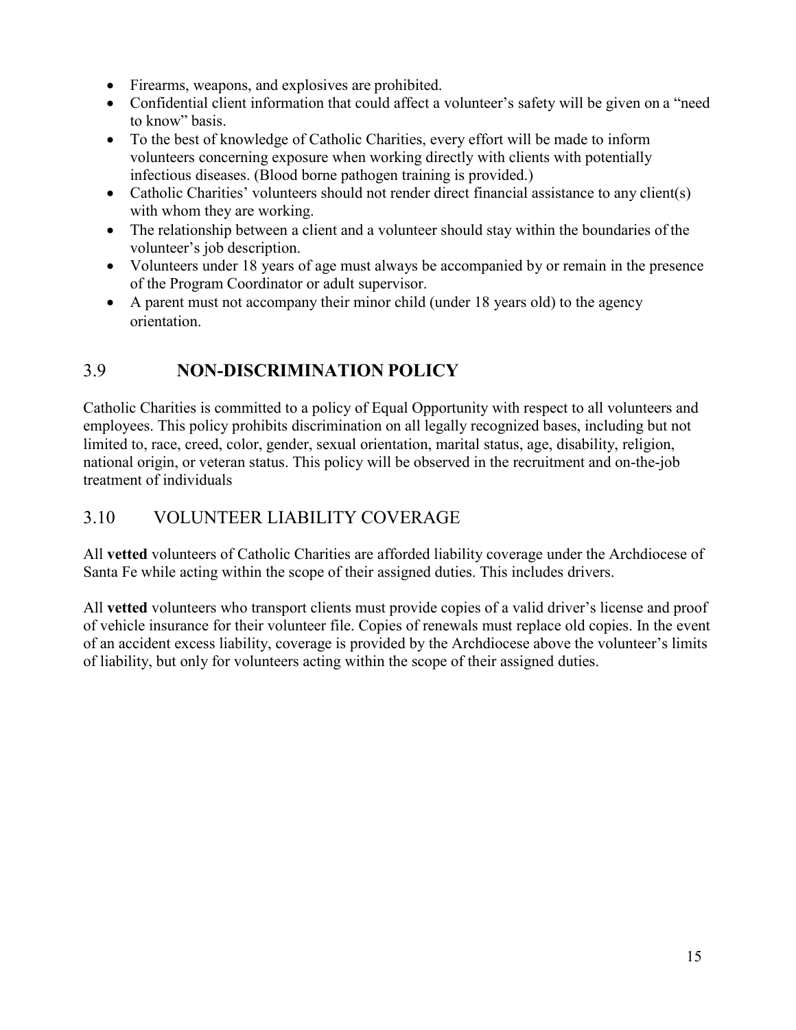- Firearms, weapons, and explosives are prohibited.
- Confidential client information that could affect a volunteer's safety will be given on a "need to know" basis.
- To the best of knowledge of Catholic Charities, every effort will be made to inform volunteers concerning exposure when working directly with clients with potentially infectious diseases. (Blood borne pathogen training is provided.)
- Catholic Charities' volunteers should not render direct financial assistance to any client(s) with whom they are working.
- The relationship between a client and a volunteer should stay within the boundaries of the volunteer's job description.
- Volunteers under 18 years of age must always be accompanied by or remain in the presence of the Program Coordinator or adult supervisor.
- A parent must not accompany their minor child (under 18 years old) to the agency orientation.

## 3.9 **NON-DISCRIMINATION POLICY**

Catholic Charities is committed to a policy of Equal Opportunity with respect to all volunteers and employees. This policy prohibits discrimination on all legally recognized bases, including but not limited to, race, creed, color, gender, sexual orientation, marital status, age, disability, religion, national origin, or veteran status. This policy will be observed in the recruitment and on-the-job treatment of individuals

## 3.10 VOLUNTEER LIABILITY COVERAGE

All **vetted** volunteers of Catholic Charities are afforded liability coverage under the Archdiocese of Santa Fe while acting within the scope of their assigned duties. This includes drivers.

All **vetted** volunteers who transport clients must provide copies of a valid driver's license and proof of vehicle insurance for their volunteer file. Copies of renewals must replace old copies. In the event of an accident excess liability, coverage is provided by the Archdiocese above the volunteer's limits of liability, but only for volunteers acting within the scope of their assigned duties.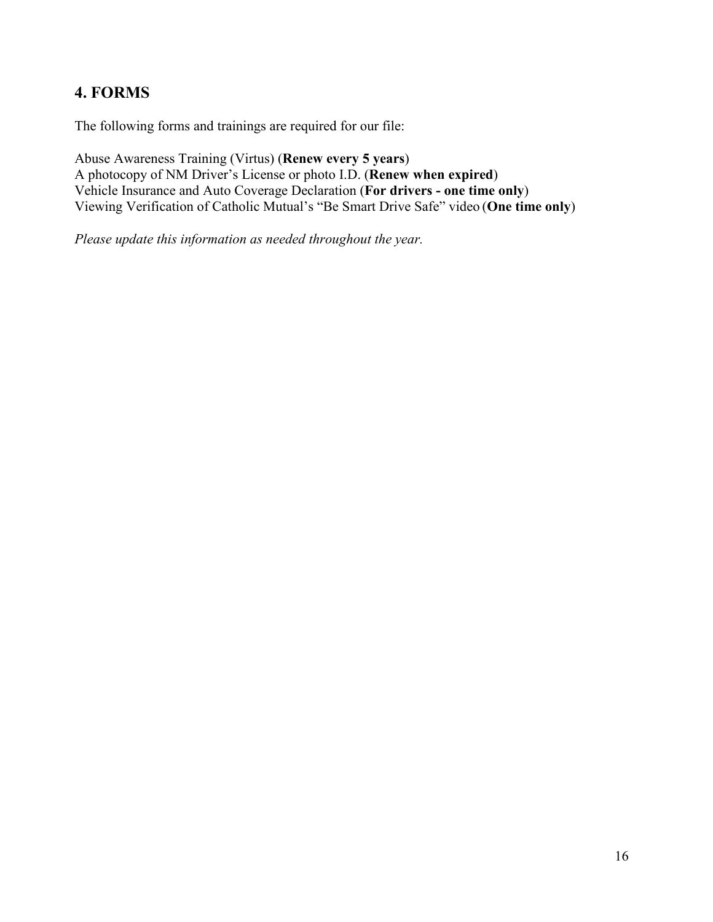## 4. FORMS

The following forms and trainings are required for our file:

Abuse Awareness Training (Virtus) (**Renew every 5 years**)
A photocopy of NM Driver's License or photo I.D. (**Renew when expired**)
Vehicle Insurance and Auto Coverage Declaration (**For drivers - one time only**)
Viewing Verification of Catholic Mutual's "Be Smart Drive Safe" video (**One time only**)

*Please update this information as needed throughout the year.*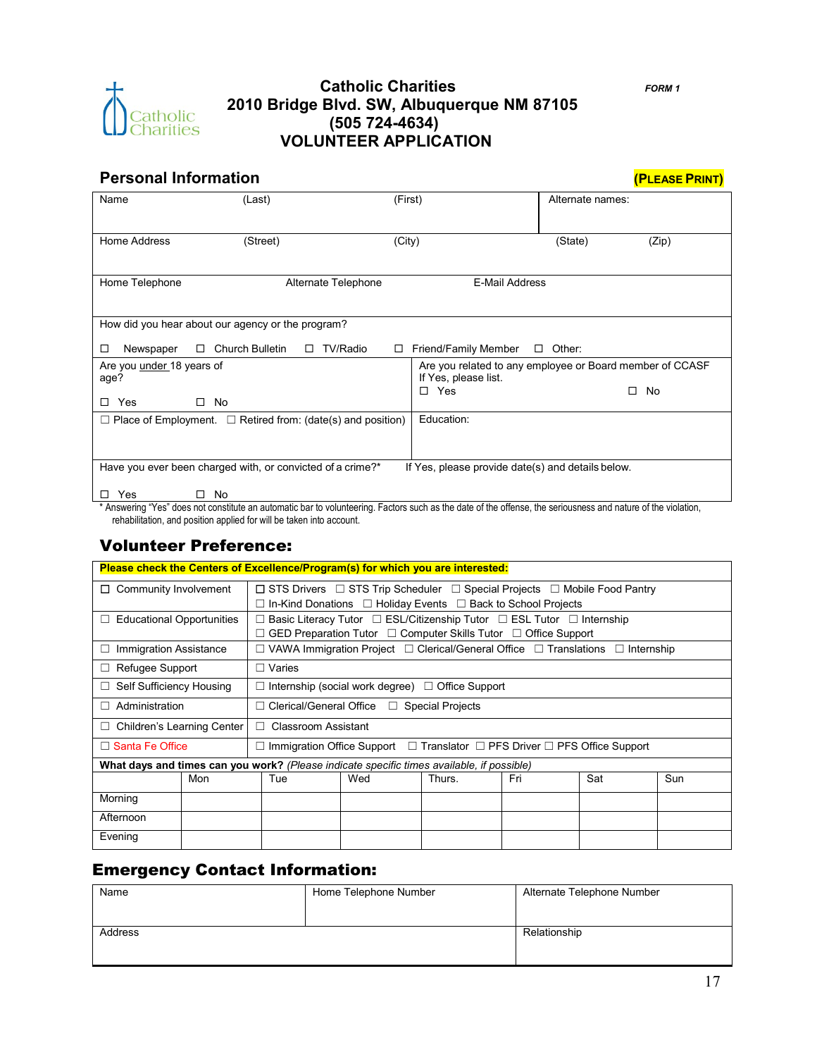# Catholic Charities
## 2010 Bridge Blvd. SW, Albuquerque NM 87105
## (505 724-4634)
## VOLUNTEER APPLICATION

*FORM 1*

## Personal Information

**(PLEASE PRINT)**

| Name (Last) (First) | Alternate names: |
|---|---|
| Home Address (Street) (City) (State) (Zip) | |
| Home Telephone &nbsp; Alternate Telephone &nbsp; E-Mail Address | |
| How did you hear about our agency or the program? ☐ Newspaper ☐ Church Bulletin ☐ TV/Radio ☐ Friend/Family Member ☐ Other: | |
| Are you under 18 years of age? ☐ Yes ☐ No | Are you related to any employee or Board member of CCASF If Yes, please list. ☐ Yes ☐ No |
| ☐ Place of Employment. ☐ Retired from: (date(s) and position) | Education: |
| Have you ever been charged with, or convicted of a crime?* ☐ Yes ☐ No | If Yes, please provide date(s) and details below. |

\* Answering "Yes" does not constitute an automatic bar to volunteering. Factors such as the date of the offense, the seriousness and nature of the violation, rehabilitation, and position applied for will be taken into account.

## Volunteer Preference:

**Please check the Centers of Excellence/Program(s) for which you are interested:**

| | |
|---|---|
| ☐ Community Involvement | ☐ STS Drivers ☐ STS Trip Scheduler ☐ Special Projects ☐ Mobile Food Pantry ☐ In-Kind Donations ☐ Holiday Events ☐ Back to School Projects |
| ☐ Educational Opportunities | ☐ Basic Literacy Tutor ☐ ESL/Citizenship Tutor ☐ ESL Tutor ☐ Internship ☐ GED Preparation Tutor ☐ Computer Skills Tutor ☐ Office Support |
| ☐ Immigration Assistance | ☐ VAWA Immigration Project ☐ Clerical/General Office ☐ Translations ☐ Internship |
| ☐ Refugee Support | ☐ Varies |
| ☐ Self Sufficiency Housing | ☐ Internship (social work degree) ☐ Office Support |
| ☐ Administration | ☐ Clerical/General Office ☐ Special Projects |
| ☐ Children's Learning Center | ☐ Classroom Assistant |
| ☐ Santa Fe Office | ☐ Immigration Office Support ☐ Translator ☐ PFS Driver ☐ PFS Office Support |

**What days and times can you work?** *(Please indicate specific times available, if possible)*

| | Mon | Tue | Wed | Thurs. | Fri | Sat | Sun |
|---|---|---|---|---|---|---|---|
| Morning | | | | | | | |
| Afternoon | | | | | | | |
| Evening | | | | | | | |

## Emergency Contact Information:

| Name | Home Telephone Number | Alternate Telephone Number |
|---|---|---|
| Address | | Relationship |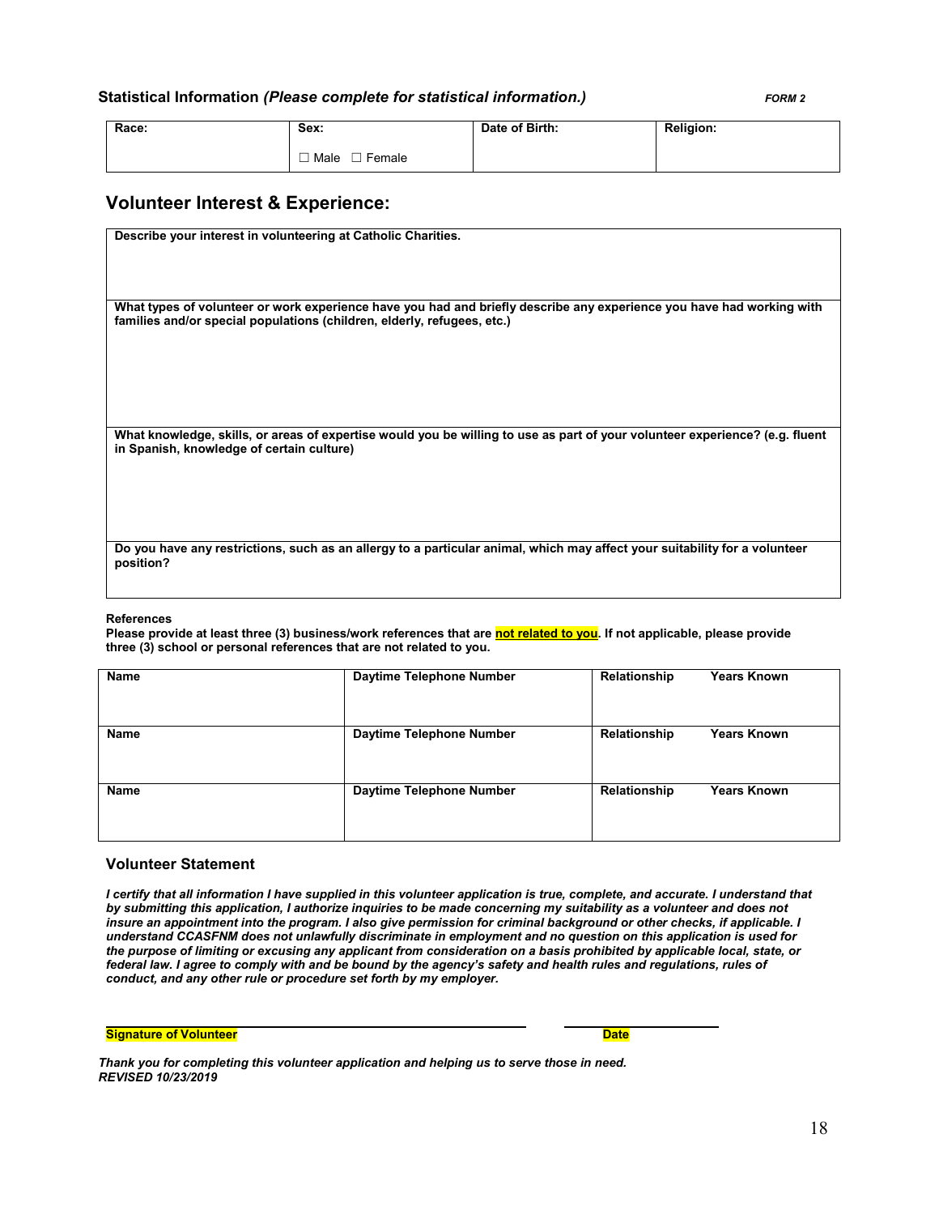**Statistical Information** ***(Please complete for statistical information.)*** ***FORM 2***

| Race: | Sex: | Date of Birth: | Religion: |
|---|---|---|---|
| | ☐ Male ☐ Female | | |

## Volunteer Interest & Experience:

| Describe your interest in volunteering at Catholic Charities. |
|---|
| **What types of volunteer or work experience have you had and briefly describe any experience you have had working with families and/or special populations (children, elderly, refugees, etc.)** |
| **What knowledge, skills, or areas of expertise would you be willing to use as part of your volunteer experience? (e.g. fluent in Spanish, knowledge of certain culture)** |
| **Do you have any restrictions, such as an allergy to a particular animal, which may affect your suitability for a volunteer position?** |

**References**
**Please provide at least three (3) business/work references that are not related to you. If not applicable, please provide three (3) school or personal references that are not related to you.**

| Name | Daytime Telephone Number | Relationship Years Known |
|---|---|---|
| **Name** | **Daytime Telephone Number** | **Relationship Years Known** |
| **Name** | **Daytime Telephone Number** | **Relationship Years Known** |

### Volunteer Statement

***I certify that all information I have supplied in this volunteer application is true, complete, and accurate. I understand that by submitting this application, I authorize inquiries to be made concerning my suitability as a volunteer and does not insure an appointment into the program. I also give permission for criminal background or other checks, if applicable. I understand CCASFNM does not unlawfully discriminate in employment and no question on this application is used for the purpose of limiting or excusing any applicant from consideration on a basis prohibited by applicable local, state, or federal law. I agree to comply with and be bound by the agency's safety and health rules and regulations, rules of conduct, and any other rule or procedure set forth by my employer.***

______________________________________ ______________

**Signature of Volunteer** **Date**

***Thank you for completing this volunteer application and helping us to serve those in need.***
***REVISED 10/23/2019***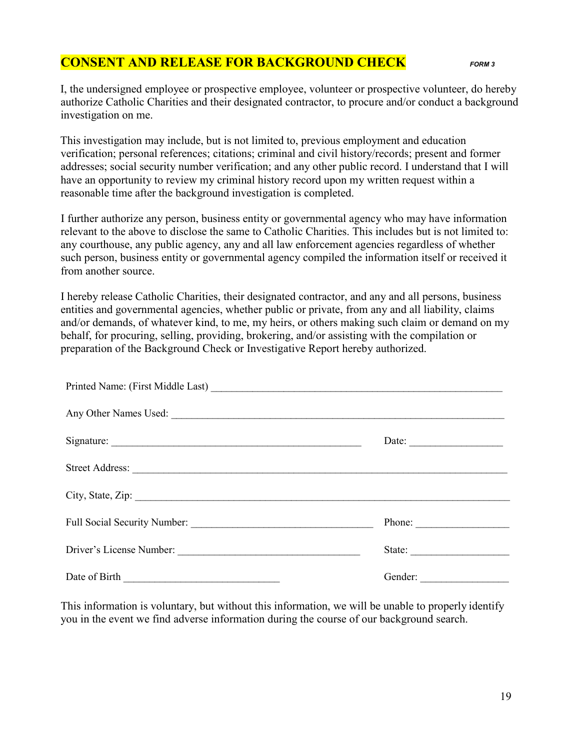## CONSENT AND RELEASE FOR BACKGROUND CHECK

***FORM 3***

I, the undersigned employee or prospective employee, volunteer or prospective volunteer, do hereby authorize Catholic Charities and their designated contractor, to procure and/or conduct a background investigation on me.

This investigation may include, but is not limited to, previous employment and education verification; personal references; citations; criminal and civil history/records; present and former addresses; social security number verification; and any other public record. I understand that I will have an opportunity to review my criminal history record upon my written request within a reasonable time after the background investigation is completed.

I further authorize any person, business entity or governmental agency who may have information relevant to the above to disclose the same to Catholic Charities. This includes but is not limited to: any courthouse, any public agency, any and all law enforcement agencies regardless of whether such person, business entity or governmental agency compiled the information itself or received it from another source.

I hereby release Catholic Charities, their designated contractor, and any and all persons, business entities and governmental agencies, whether public or private, from any and all liability, claims and/or demands, of whatever kind, to me, my heirs, or others making such claim or demand on my behalf, for procuring, selling, providing, brokering, and/or assisting with the compilation or preparation of the Background Check or Investigative Report hereby authorized.

Printed Name: (First Middle Last) ______________________________________________

Any Other Names Used: ______________________________________________

Signature: ______________________________________________ Date: _________________

Street Address: ______________________________________________

City, State, Zip: ______________________________________________

Full Social Security Number: __________________________________ Phone: _________________

Driver's License Number: __________________________________ State: _________________

Date of Birth ____________________________ Gender: _________________

This information is voluntary, but without this information, we will be unable to properly identify you in the event we find adverse information during the course of our background search.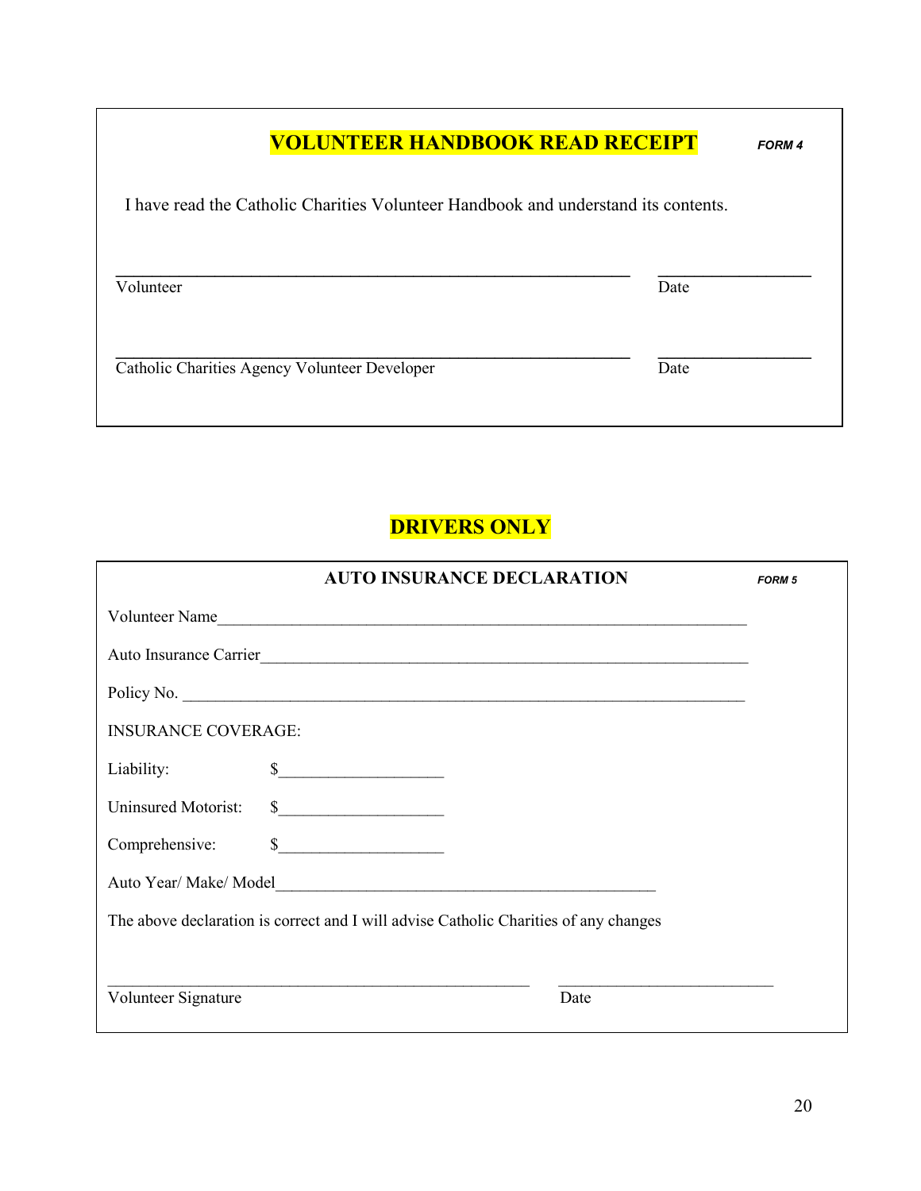## VOLUNTEER HANDBOOK READ RECEIPT

*FORM 4*

I have read the Catholic Charities Volunteer Handbook and understand its contents.

______________________________________________________________ ____________________

Volunteer Date

______________________________________________________________ ____________________

Catholic Charities Agency Volunteer Developer Date

## DRIVERS ONLY

### AUTO INSURANCE DECLARATION

*FORM 5*

Volunteer Name_______________________________________________________________

Auto Insurance Carrier_________________________________________________________

Policy No. __________________________________________________________________

INSURANCE COVERAGE:

Liability: $____________________

Uninsured Motorist: $____________________

Comprehensive: $____________________

Auto Year/ Make/ Model_______________________________________________

The above declaration is correct and I will advise Catholic Charities of any changes

_____________________________________________________ ___________________________

Volunteer Signature Date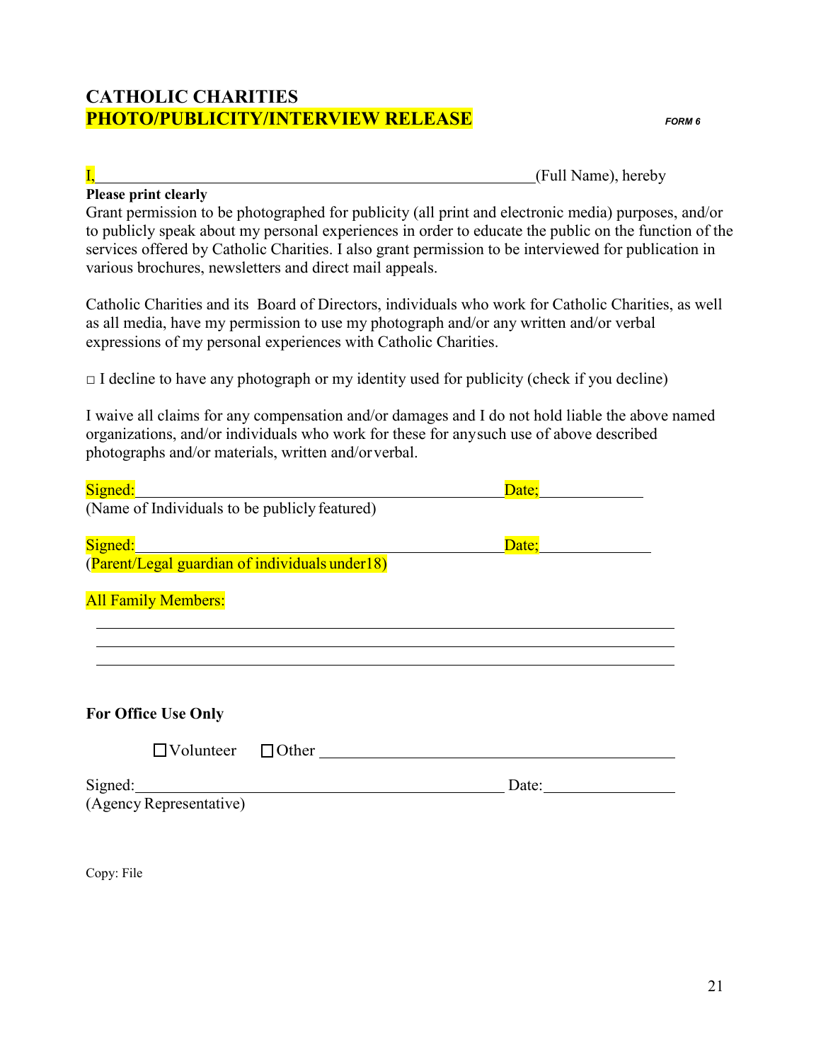# CATHOLIC CHARITIES
## PHOTO/PUBLICITY/INTERVIEW RELEASE

*FORM 6*

I,\_\_\_\_\_\_\_\_\_\_\_\_\_\_\_\_\_\_\_\_\_\_\_\_\_\_\_\_\_\_\_\_\_\_\_\_\_\_\_\_\_\_\_\_\_\_\_\_\_\_\_\_(Full Name), hereby

**Please print clearly**

Grant permission to be photographed for publicity (all print and electronic media) purposes, and/or to publicly speak about my personal experiences in order to educate the public on the function of the services offered by Catholic Charities. I also grant permission to be interviewed for publication in various brochures, newsletters and direct mail appeals.

Catholic Charities and its Board of Directors, individuals who work for Catholic Charities, as well as all media, have my permission to use my photograph and/or any written and/or verbal expressions of my personal experiences with Catholic Charities.

□ I decline to have any photograph or my identity used for publicity (check if you decline)

I waive all claims for any compensation and/or damages and I do not hold liable the above named organizations, and/or individuals who work for these for anysuch use of above described photographs and/or materials, written and/or verbal.

Signed:\_\_\_\_\_\_\_\_\_\_\_\_\_\_\_\_\_\_\_\_\_\_\_\_\_\_\_\_\_\_\_\_\_\_\_\_\_\_\_\_\_\_\_\_ Date;\_\_\_\_\_\_\_\_\_\_\_\_
(Name of Individuals to be publicly featured)

Signed:\_\_\_\_\_\_\_\_\_\_\_\_\_\_\_\_\_\_\_\_\_\_\_\_\_\_\_\_\_\_\_\_\_\_\_\_\_\_\_\_\_\_\_\_ Date;\_\_\_\_\_\_\_\_\_\_\_\_
(Parent/Legal guardian of individuals under18)

All Family Members:

\_\_\_\_\_\_\_\_\_\_\_\_\_\_\_\_\_\_\_\_\_\_\_\_\_\_\_\_\_\_\_\_\_\_\_\_\_\_\_\_\_\_\_\_\_\_\_\_\_\_\_\_\_\_\_\_\_\_\_\_\_\_\_\_\_\_
\_\_\_\_\_\_\_\_\_\_\_\_\_\_\_\_\_\_\_\_\_\_\_\_\_\_\_\_\_\_\_\_\_\_\_\_\_\_\_\_\_\_\_\_\_\_\_\_\_\_\_\_\_\_\_\_\_\_\_\_\_\_\_\_\_\_
\_\_\_\_\_\_\_\_\_\_\_\_\_\_\_\_\_\_\_\_\_\_\_\_\_\_\_\_\_\_\_\_\_\_\_\_\_\_\_\_\_\_\_\_\_\_\_\_\_\_\_\_\_\_\_\_\_\_\_\_\_\_\_\_\_\_

**For Office Use Only**

☐ Volunteer ☐ Other \_\_\_\_\_\_\_\_\_\_\_\_\_\_\_\_\_\_\_\_\_\_\_\_\_\_\_\_\_\_\_\_\_\_\_\_\_\_\_\_

Signed:\_\_\_\_\_\_\_\_\_\_\_\_\_\_\_\_\_\_\_\_\_\_\_\_\_\_\_\_\_\_\_\_\_\_\_\_\_\_\_\_\_\_\_\_ Date:\_\_\_\_\_\_\_\_\_\_\_\_\_\_
(Agency Representative)

Copy: File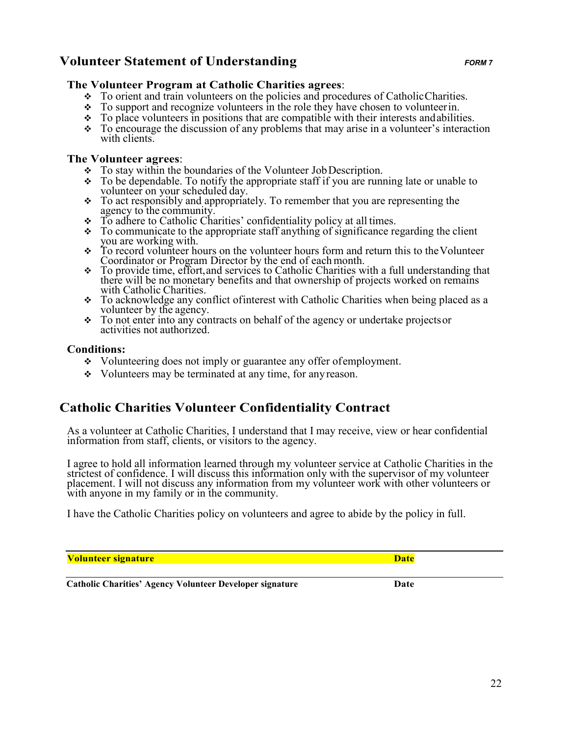## Volunteer Statement of Understanding

***FORM 7***

**The Volunteer Program at Catholic Charities agrees**:

- To orient and train volunteers on the policies and procedures of Catholic Charities.
- To support and recognize volunteers in the role they have chosen to volunteer in.
- To place volunteers in positions that are compatible with their interests and abilities.
- To encourage the discussion of any problems that may arise in a volunteer's interaction with clients.

**The Volunteer agrees**:

- To stay within the boundaries of the Volunteer Job Description.
- To be dependable. To notify the appropriate staff if you are running late or unable to volunteer on your scheduled day.
- To act responsibly and appropriately. To remember that you are representing the agency to the community.
- To adhere to Catholic Charities' confidentiality policy at all times.
- To communicate to the appropriate staff anything of significance regarding the client you are working with.
- To record volunteer hours on the volunteer hours form and return this to the Volunteer Coordinator or Program Director by the end of each month.
- To provide time, effort, and services to Catholic Charities with a full understanding that there will be no monetary benefits and that ownership of projects worked on remains with Catholic Charities.
- To acknowledge any conflict of interest with Catholic Charities when being placed as a volunteer by the agency.
- To not enter into any contracts on behalf of the agency or undertake projects or activities not authorized.

**Conditions:**

- Volunteering does not imply or guarantee any offer of employment.
- Volunteers may be terminated at any time, for any reason.

## Catholic Charities Volunteer Confidentiality Contract

As a volunteer at Catholic Charities, I understand that I may receive, view or hear confidential information from staff, clients, or visitors to the agency.

I agree to hold all information learned through my volunteer service at Catholic Charities in the strictest of confidence. I will discuss this information only with the supervisor of my volunteer placement. I will not discuss any information from my volunteer work with other volunteers or with anyone in my family or in the community.

I have the Catholic Charities policy on volunteers and agree to abide by the policy in full.

**Volunteer signature** **Date**

**Catholic Charities' Agency Volunteer Developer signature** **Date**